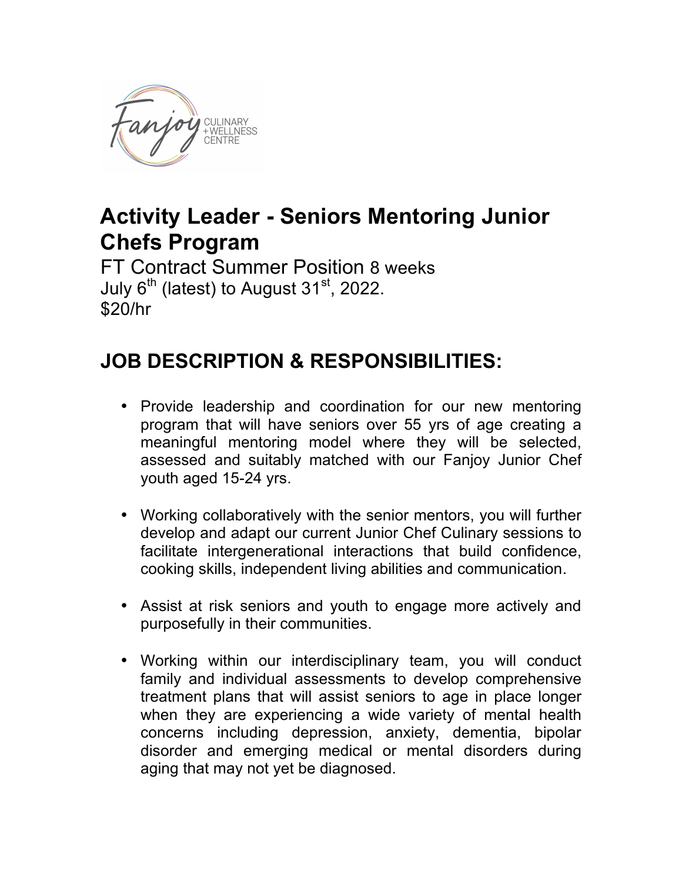Fanjoy CULINARY + WELLNESS CENTRE

# Activity Leader - Seniors Mentoring Junior Chefs Program

FT Contract Summer Position 8 weeks
July 6th (latest) to August 31st, 2022.
$20/hr

## JOB DESCRIPTION & RESPONSIBILITIES:

- Provide leadership and coordination for our new mentoring program that will have seniors over 55 yrs of age creating a meaningful mentoring model where they will be selected, assessed and suitably matched with our Fanjoy Junior Chef youth aged 15-24 yrs.

- Working collaboratively with the senior mentors, you will further develop and adapt our current Junior Chef Culinary sessions to facilitate intergenerational interactions that build confidence, cooking skills, independent living abilities and communication.

- Assist at risk seniors and youth to engage more actively and purposefully in their communities.

- Working within our interdisciplinary team, you will conduct family and individual assessments to develop comprehensive treatment plans that will assist seniors to age in place longer when they are experiencing a wide variety of mental health concerns including depression, anxiety, dementia, bipolar disorder and emerging medical or mental disorders during aging that may not yet be diagnosed.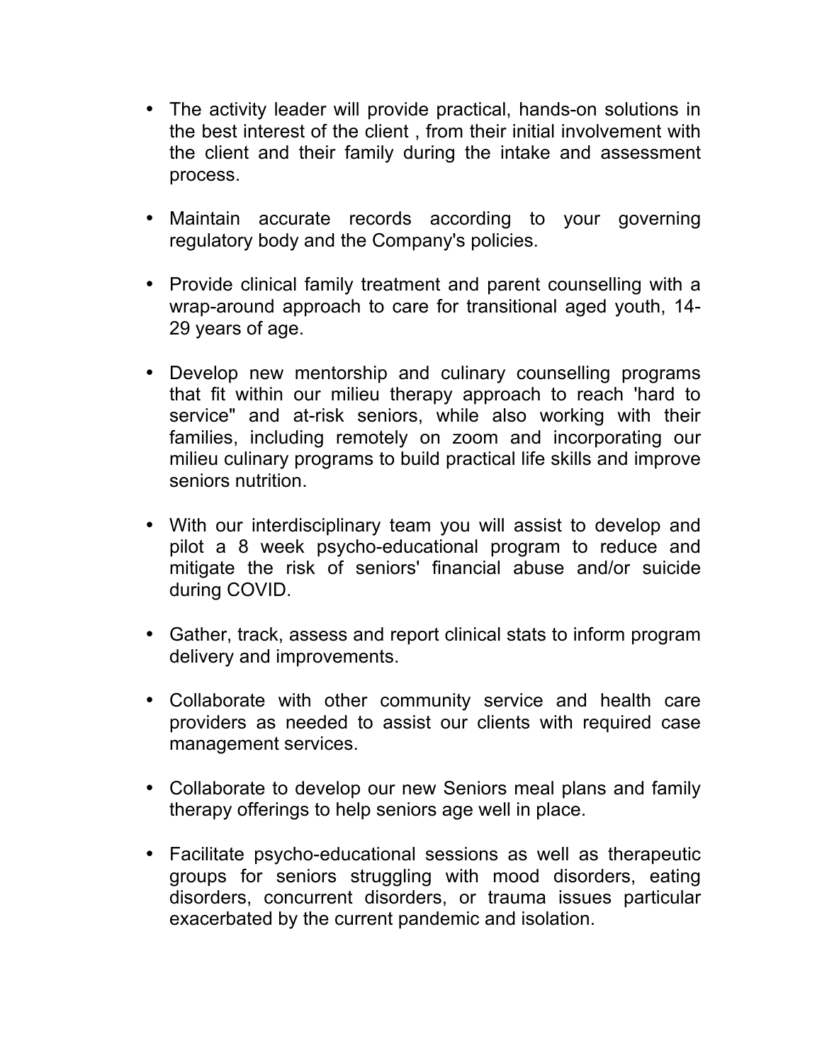- The activity leader will provide practical, hands-on solutions in the best interest of the client , from their initial involvement with the client and their family during the intake and assessment process.

- Maintain accurate records according to your governing regulatory body and the Company's policies.

- Provide clinical family treatment and parent counselling with a wrap-around approach to care for transitional aged youth, 14-29 years of age.

- Develop new mentorship and culinary counselling programs that fit within our milieu therapy approach to reach 'hard to service" and at-risk seniors, while also working with their families, including remotely on zoom and incorporating our milieu culinary programs to build practical life skills and improve seniors nutrition.

- With our interdisciplinary team you will assist to develop and pilot a 8 week psycho-educational program to reduce and mitigate the risk of seniors' financial abuse and/or suicide during COVID.

- Gather, track, assess and report clinical stats to inform program delivery and improvements.

- Collaborate with other community service and health care providers as needed to assist our clients with required case management services.

- Collaborate to develop our new Seniors meal plans and family therapy offerings to help seniors age well in place.

- Facilitate psycho-educational sessions as well as therapeutic groups for seniors struggling with mood disorders, eating disorders, concurrent disorders, or trauma issues particular exacerbated by the current pandemic and isolation.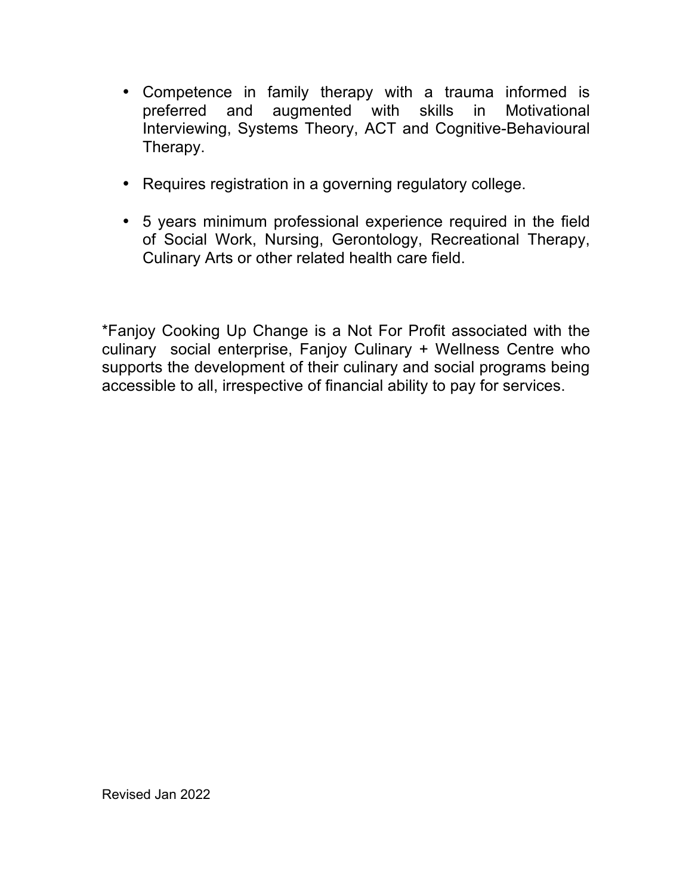- Competence in family therapy with a trauma informed is preferred and augmented with skills in Motivational Interviewing, Systems Theory, ACT and Cognitive-Behavioural Therapy.

- Requires registration in a governing regulatory college.

- 5 years minimum professional experience required in the field of Social Work, Nursing, Gerontology, Recreational Therapy, Culinary Arts or other related health care field.

*Fanjoy Cooking Up Change is a Not For Profit associated with the culinary social enterprise, Fanjoy Culinary + Wellness Centre who supports the development of their culinary and social programs being accessible to all, irrespective of financial ability to pay for services.

Revised Jan 2022